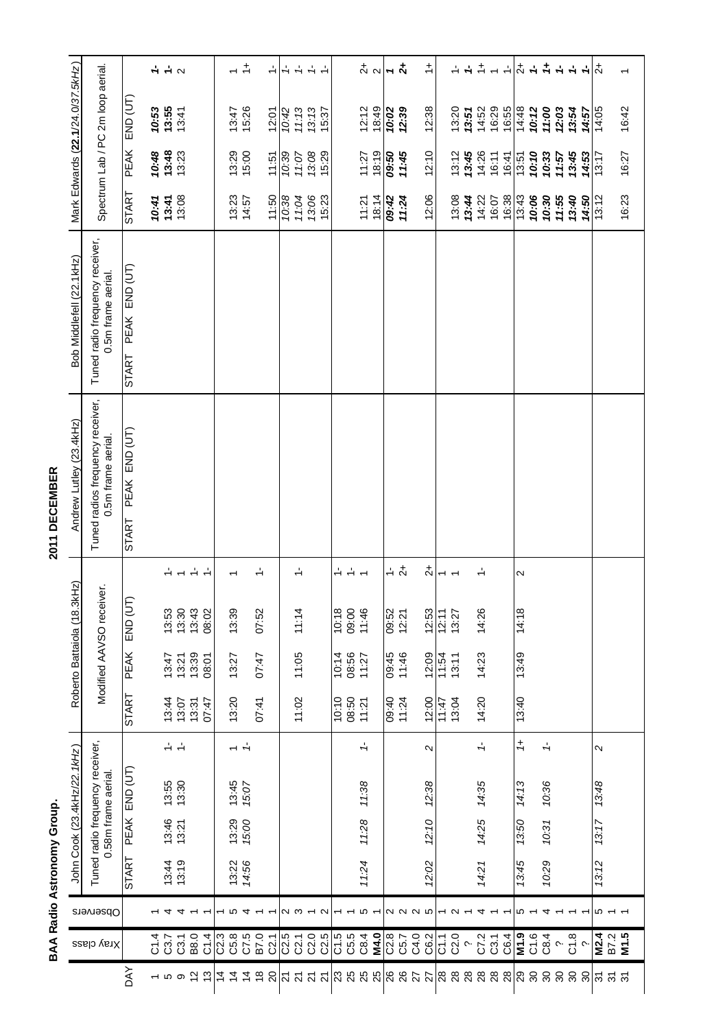**BAA Radio Astronomy Group.**

## 2011 DECEMBER

| DAY | Xray class | Observers | John Cook (23.4kHz/22.1kHz) | | | | Roberto Battaiola (18.3kHz) | | | | Andrew Lutley (23.4kHz) | | | Bob Middlefell (22.1kHz) | | | Mark Edwards (22.1/24.0/37.5kHz) | | | |
|---|---|---|---|---|---|---|---|---|---|---|---|---|---|---|---|---|---|---|---|---|
| | | | Tuned radio frequency receiver, 0.58m frame aerial. | | | | Modified AAVSO receiver. | | | | Tuned radios frequency receiver, 0.5m frame aerial. | | | Tuned radio frequency receiver, 0.5m frame aerial. | | | Spectrum Lab / PC 2m loop aerial. | | | |
| | | | START | PEAK | END (UT) | | START | PEAK | END (UT) | | START | PEAK | END (UT) | START | PEAK | END (UT) | START | PEAK | END (UT) | |
| 1 | C1.4 | 1 | | | | | | | | | | | | | | | 10:41 | 10:48 | 10:53 | 1- |
| 5 | C3.7 | 4 | 13:44 | 13:46 | 13:55 | 1- | 13:44 | 13:47 | 13:53 | 1- | | | | | | | 13:41 | 13:48 | 13:55 | 1- |
| 9 | C3.1 | 4 | 13:19 | 13:21 | 13:30 | 1- | 13:07 | 13:21 | 13:30 | 1 | | | | | | | 13:08 | 13:23 | 13:41 | 2 |
| 12 | B8.0 | 1 | | | | | 13:31 | 13:39 | 13:43 | 1- | | | | | | | | | | |
| 13 | C1.4 | 1 | | | | | 07:47 | 08:01 | 08:02 | 1- | | | | | | | | | | |
| 14 | C2.3 | 1 | | | | | | | | | | | | | | | | | | |
| 14 | C5.8 | 5 | 13:22 | 13:29 | 13:45 | 1 | 13:20 | 13:27 | 13:39 | 1 | | | | | | | 13:23 | 13:29 | 13:47 | 1 |
| 14 | C7.5 | 4 | 14:56 | 15:00 | 15:07 | 1- | | | | | | | | | | | 14:57 | 15:00 | 15:26 | 1+ |
| 18 | B7.0 | 1 | | | | | 07:41 | 07:47 | 07:52 | 1- | | | | | | | | | | |
| 20 | C2.1 | 1 | | | | | | | | | | | | | | | 11:50 | 11:51 | 12:01 | 1- |
| 21 | C2.5 | 2 | | | | | | | | | | | | | | | 10:38 | 10:39 | 10:42 | 1- |
| 21 | C2.1 | 3 | | | | | 11:02 | 11:05 | 11:14 | 1- | | | | | | | 11:04 | 11:07 | 11:13 | 1- |
| 21 | C2.0 | 1 | | | | | | | | | | | | | | | 13:06 | 13:08 | 13:13 | 1- |
| 21 | C2.5 | 2 | | | | | | | | | | | | | | | 15:23 | 15:29 | 15:37 | 1- |
| 23 | C1.5 | 1 | | | | | 10:10 | 10:14 | 10:18 | 1- | | | | | | | | | | |
| 25 | C5.5 | 1 | | | | | 08:50 | 08:56 | 09:00 | 1- | | | | | | | | | | |
| 25 | C8.4 | 5 | 11:24 | 11:28 | 11:38 | 1- | 11:21 | 11:27 | 11:46 | 1 | | | | | | | 11:21 | 11:27 | 12:12 | 2+ |
| 25 | **M4.0** | 1 | | | | | | | | | | | | | | | 18:14 | 18:19 | 18:49 | 2 |
| 26 | C2.8 | 2 | | | | | 09:40 | 09:45 | 09:52 | 1- | | | | | | | 09:42 | 09:50 | 10:02 | 1 |
| 26 | C5.7 | 2 | | | | | 11:24 | 11:46 | 12:21 | 2+ | | | | | | | 11:24 | 11:45 | 12:39 | 2+ |
| 27 | C4.0 | 2 | | | | | | | | | | | | | | | | | | |
| 27 | C6.2 | 5 | 12:02 | 12:10 | 12:38 | 2 | 12:00 | 12:09 | 12:53 | 2+ | | | | | | | 12:06 | 12:10 | 12:38 | 1+ |
| 28 | C1.1 | 1 | | | | | 11:47 | 11:54 | 12:11 | 1 | | | | | | | | | | |
| 28 | C2.0 | 2 | | | | | 13:04 | 13:11 | 13:27 | 1 | | | | | | | 13:08 | 13:12 | 13:20 | 1- |
| 28 | ? | 1 | | | | | | | | | | | | | | | 13:44 | 13:45 | 13:51 | 1- |
| 28 | C7.2 | 4 | 14:21 | 14:25 | 14:35 | 1- | 14:20 | 14:23 | 14:26 | 1- | | | | | | | 14:22 | 14:26 | 14:52 | 1+ |
| 28 | C3.1 | 1 | | | | | | | | | | | | | | | 16:07 | 16:11 | 16:29 | 1 |
| 28 | C6.4 | 1 | | | | | | | | | | | | | | | 16:38 | 16:41 | 16:55 | 1- |
| 29 | **M1.9** | 5 | 13:45 | 13:50 | 14:13 | 1+ | 13:40 | 13:49 | 14:18 | 2 | | | | | | | 13:43 | 13:51 | 14:48 | 2+ |
| 30 | C1.6 | 1 | | | | | | | | | | | | | | | 10:06 | 10:10 | 10:12 | 1- |
| 30 | C8.4 | 4 | 10:29 | 10:31 | 10:36 | 1- | | | | | | | | | | | 10:30 | 10:33 | 11:00 | 1+ |
| 30 | ? | 1 | | | | | | | | | | | | | | | 11:55 | 11:57 | 12:03 | 1- |
| 30 | C1.8 | 1 | | | | | | | | | | | | | | | 13:40 | 13:45 | 13:54 | 1- |
| 30 | ? | 1 | | | | | | | | | | | | | | | 14:50 | 14:53 | 14:57 | 1- |
| 31 | **M2.4** | 5 | 13:12 | 13:17 | 13:48 | 2 | | | | | | | | | | | 13:12 | 13:17 | 14:05 | 2+ |
| 31 | B7.2 | 1 | | | | | | | | | | | | | | | | | | |
| 31 | **M1.5** | 1 | | | | | | | | | | | | | | | 16:23 | 16:27 | 16:42 | 1 |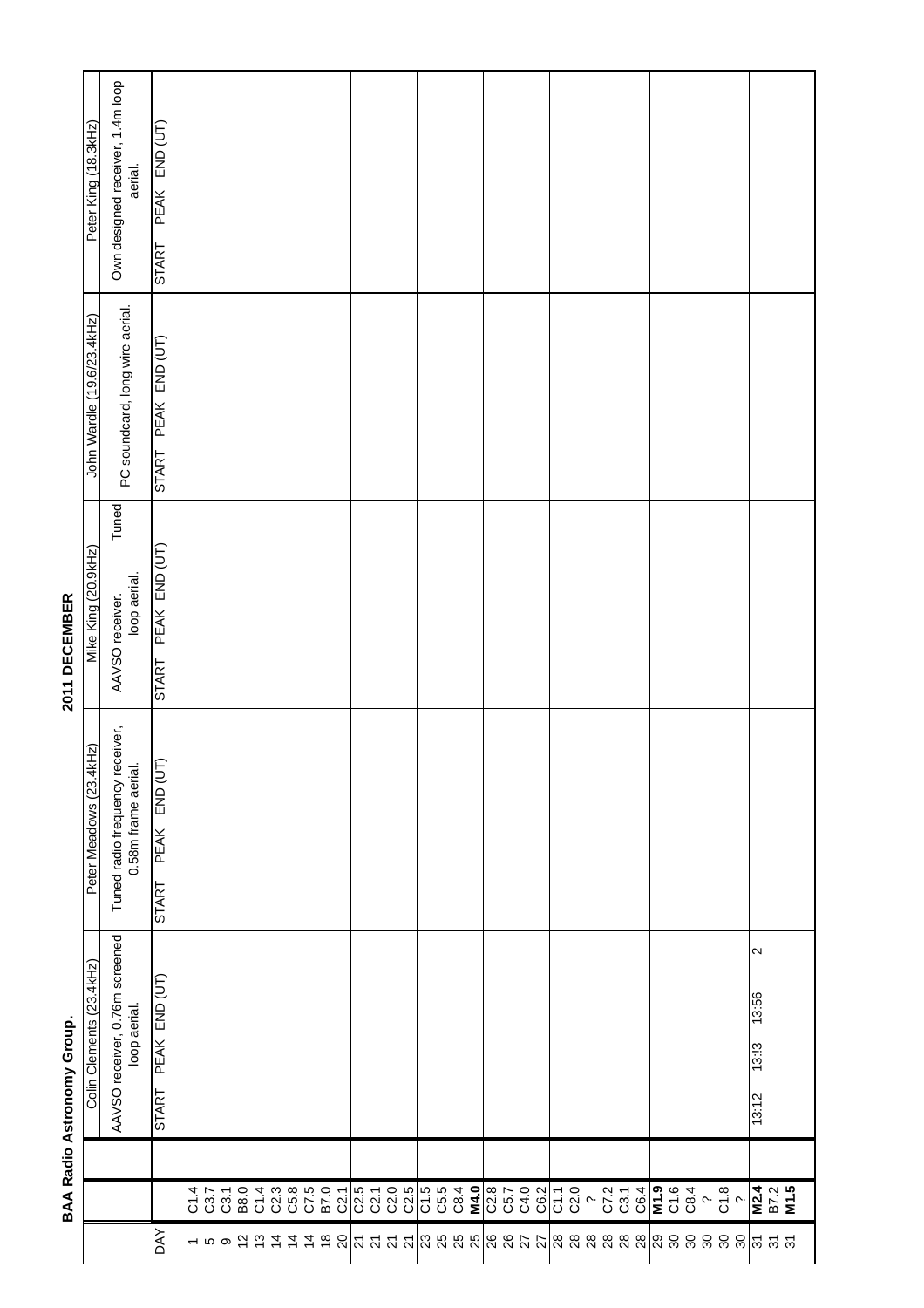**BAA Radio Astronomy Group.**

**2011 DECEMBER**

| DAY | | | Colin Clements (23.4kHz) | | | Peter Meadows (23.4kHz) | | | Mike King (20.9kHz) | | | John Wardle (19.6/23.4kHz) | | | Peter King (18.3kHz) | | |
|---|---|---|---|---|---|---|---|---|---|---|---|---|---|---|---|---|---|
| | | | AAVSO receiver, 0.76m screened loop aerial. | | | Tuned radio frequency receiver, 0.58m frame aerial. | | | AAVSO receiver. Tuned loop aerial. | | | PC soundcard, long wire aerial. | | | Own designed receiver, 1.4m loop aerial. | | |
| | | | START | PEAK | END (UT) | START | PEAK | END (UT) | START | PEAK | END (UT) | START | PEAK | END (UT) | START | PEAK | END (UT) |
| 1 | C1.4 | | | | | | | | | | | | | | | | |
| 5 | C3.7 | | | | | | | | | | | | | | | | |
| 9 | C3.1 | | | | | | | | | | | | | | | | |
| 12 | B8.0 | | | | | | | | | | | | | | | | |
| 13 | C1.4 | | | | | | | | | | | | | | | | |
| 14 | C2.3 | | | | | | | | | | | | | | | | |
| 14 | C5.8 | | | | | | | | | | | | | | | | |
| 14 | C7.5 | | | | | | | | | | | | | | | | |
| 18 | B7.0 | | | | | | | | | | | | | | | | |
| 20 | C2.1 | | | | | | | | | | | | | | | | |
| 21 | C2.5 | | | | | | | | | | | | | | | | |
| 21 | C2.1 | | | | | | | | | | | | | | | | |
| 21 | C2.0 | | | | | | | | | | | | | | | | |
| 21 | C2.5 | | | | | | | | | | | | | | | | |
| 23 | C1.5 | | | | | | | | | | | | | | | | |
| 25 | C5.5 | | | | | | | | | | | | | | | | |
| 25 | C8.4 | | | | | | | | | | | | | | | | |
| 25 | **M4.0** | | | | | | | | | | | | | | | | |
| 26 | C2.8 | | | | | | | | | | | | | | | | |
| 26 | C5.7 | | | | | | | | | | | | | | | | |
| 27 | C4.0 | | | | | | | | | | | | | | | | |
| 27 | C6.2 | | | | | | | | | | | | | | | | |
| 28 | C1.1 | | | | | | | | | | | | | | | | |
| 28 | C2.0 | | | | | | | | | | | | | | | | |
| 28 | ? | | | | | | | | | | | | | | | | |
| 28 | C7.2 | | | | | | | | | | | | | | | | |
| 28 | C3.1 | | | | | | | | | | | | | | | | |
| 28 | C6.4 | | | | | | | | | | | | | | | | |
| 29 | **M1.9** | | | | | | | | | | | | | | | | |
| 30 | C1.6 | | | | | | | | | | | | | | | | |
| 30 | C8.4 | | | | | | | | | | | | | | | | |
| 30 | ? | | | | | | | | | | | | | | | | |
| 30 | C1.8 | | | | | | | | | | | | | | | | |
| 30 | ? | | | | | | | | | | | | | | | | |
| 31 | **M2.4** | | 13:12 | 13:13 | 13:56 | | | | | | | | | | | | |
| 31 | B7.2 | | | | | | | | | | | | | | | | |
| 31 | **M1.5** | | | | | | | | | | | | | | | | |

2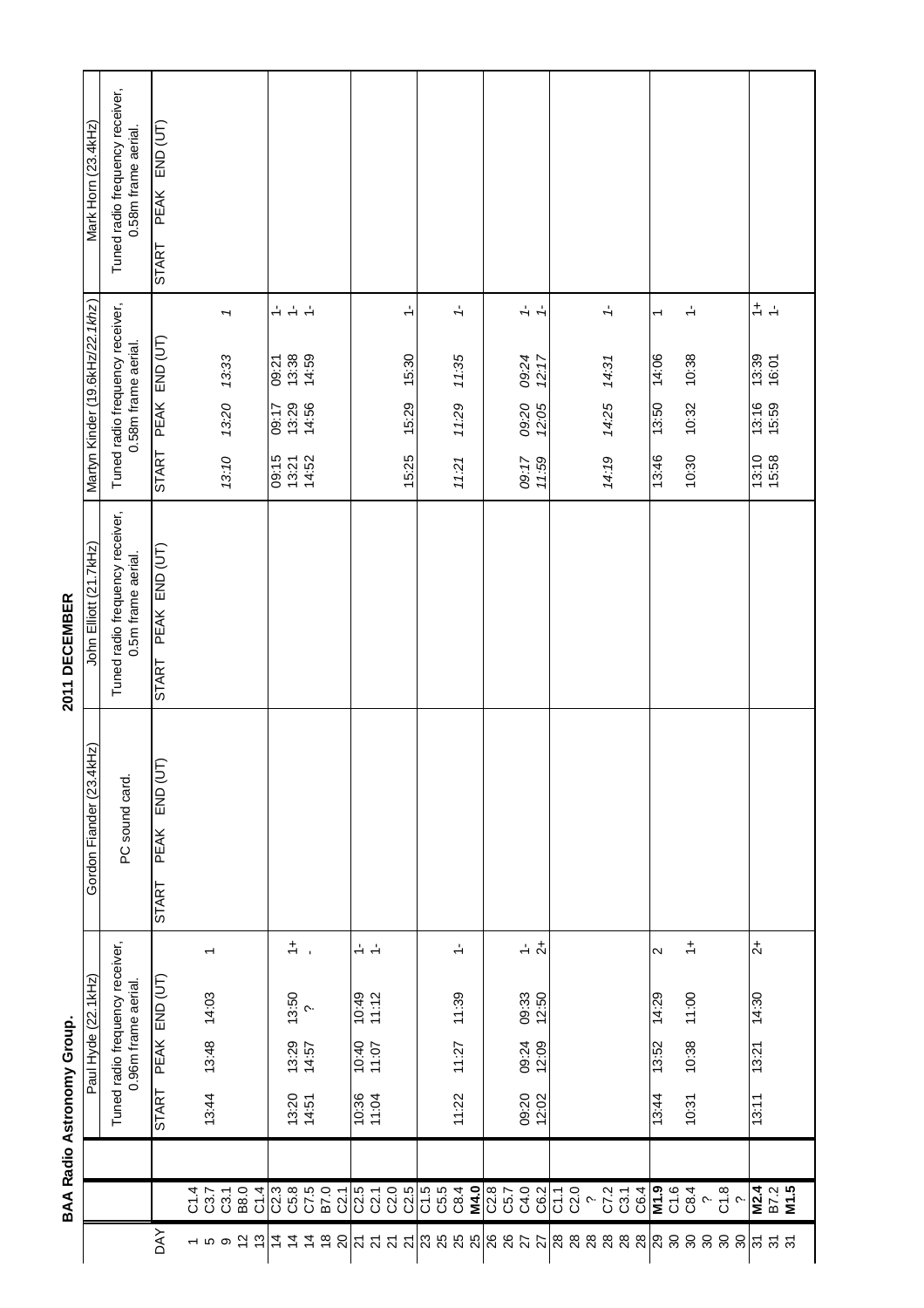# BAA Radio Astronomy Group.

## 2011 DECEMBER

| DAY | | Paul Hyde (22.1kHz) | | | | Gordon Fiander (23.4kHz) | | | | John Elliott (21.7kHz) | | | | Martyn Kinder (19.6kHz/*22.1khz*) | | | | Mark Horn (23.4kHz) | | | |
|---|---|---|---|---|---|---|---|---|---|---|---|---|---|---|---|---|---|---|---|---|---|
| | | Tuned radio frequency receiver, 0.96m frame aerial. | | | | PC sound card. | | | | Tuned radio frequency receiver, 0.5m frame aerial. | | | | Tuned radio frequency receiver, 0.58m frame aerial. | | | | Tuned radio frequency receiver, 0.58m frame aerial. | | | |
| | | START | PEAK | END (UT) | | START | PEAK | END (UT) | | START | PEAK | END (UT) | | START | PEAK | END (UT) | | START | PEAK | END (UT) | |
| 1 | C1.4 | | | | | | | | | | | | | | | | | | | | |
| 5 | C3.7 | | | | | | | | | | | | | | | | | | | | |
| 9 | C3.1 | 13:44 | 13:48 | 14:03 | 1 | | | | | | | | | *13:10* | *13:20* | *13:33* | *1* | | | | |
| 12 | B8.0 | | | | | | | | | | | | | | | | | | | | |
| 13 | C1.4 | | | | | | | | | | | | | | | | | | | | |
| 14 | C2.3 | | | | | | | | | | | | | 09:15 | 09:17 | 09:21 | 1- | | | | |
| 14 | C5.8 | 13:20 | 13:29 | 13:50 | 1+ | | | | | | | | | 13:21 | 13:29 | 13:38 | 1- | | | | |
| 14 | C7.5 | 14:51 | 14:57 | ? | - | | | | | | | | | 14:52 | 14:56 | 14:59 | 1- | | | | |
| 18 | B7.0 | | | | | | | | | | | | | | | | | | | | |
| 20 | C2.1 | | | | | | | | | | | | | | | | | | | | |
| 21 | C2.5 | 10:36 | 10:40 | 10:49 | 1- | | | | | | | | | | | | | | | | |
| 21 | C2.1 | 11:04 | 11:07 | 11:12 | 1- | | | | | | | | | | | | | | | | |
| 21 | C2.0 | | | | | | | | | | | | | | | | | | | | |
| 21 | C2.5 | | | | | | | | | | | | | 15:25 | 15:29 | 15:30 | 1- | | | | |
| 23 | C1.5 | | | | | | | | | | | | | | | | | | | | |
| 25 | C5.5 | | | | | | | | | | | | | | | | | | | | |
| 25 | C8.4 | | | | | | | | | | | | | | | | | | | | |
| 25 | **M4.0** | 11:22 | 11:27 | 11:39 | 1- | | | | | | | | | *11:21* | *11:29* | *11:35* | *1-* | | | | |
| 26 | C2.8 | | | | | | | | | | | | | | | | | | | | |
| 26 | C5.7 | | | | | | | | | | | | | | | | | | | | |
| 27 | C4.0 | 09:20 | 09:24 | 09:33 | 1- | | | | | | | | | *09:17* | *09:20* | *09:24* | *1-* | | | | |
| 27 | C6.2 | 12:02 | 12:09 | 12:50 | 2+ | | | | | | | | | *11:59* | *12:05* | *12:17* | *1-* | | | | |
| 28 | C1.1 | | | | | | | | | | | | | | | | | | | | |
| 28 | C2.0 | | | | | | | | | | | | | | | | | | | | |
| 28 | ? | | | | | | | | | | | | | | | | | | | | |
| 28 | C7.2 | | | | | | | | | | | | | | | | | | | | |
| 28 | C3.1 | | | | | | | | | | | | | *14:19* | *14:25* | *14:31* | *1-* | | | | |
| 28 | C6.4 | | | | | | | | | | | | | | | | | | | | |
| 29 | **M1.9** | 13:44 | 13:52 | 14:29 | 2 | | | | | | | | | 13:46 | 13:50 | 14:06 | 1 | | | | |
| 30 | C1.6 | | | | | | | | | | | | | | | | | | | | |
| 30 | C8.4 | 10:31 | 10:38 | 11:00 | 1+ | | | | | | | | | 10:30 | 10:32 | 10:38 | 1- | | | | |
| 30 | ? | | | | | | | | | | | | | | | | | | | | |
| 30 | C1.8 | | | | | | | | | | | | | | | | | | | | |
| 30 | ? | | | | | | | | | | | | | | | | | | | | |
| 31 | **M2.4** | 13:11 | 13:21 | 14:30 | 2+ | | | | | | | | | 13:10 | 13:16 | 13:39 | 1+ | | | | |
| 31 | B7.2 | | | | | | | | | | | | | 15:58 | 15:59 | 16:01 | 1- | | | | |
| 31 | **M1.5** | | | | | | | | | | | | | | | | | | | | |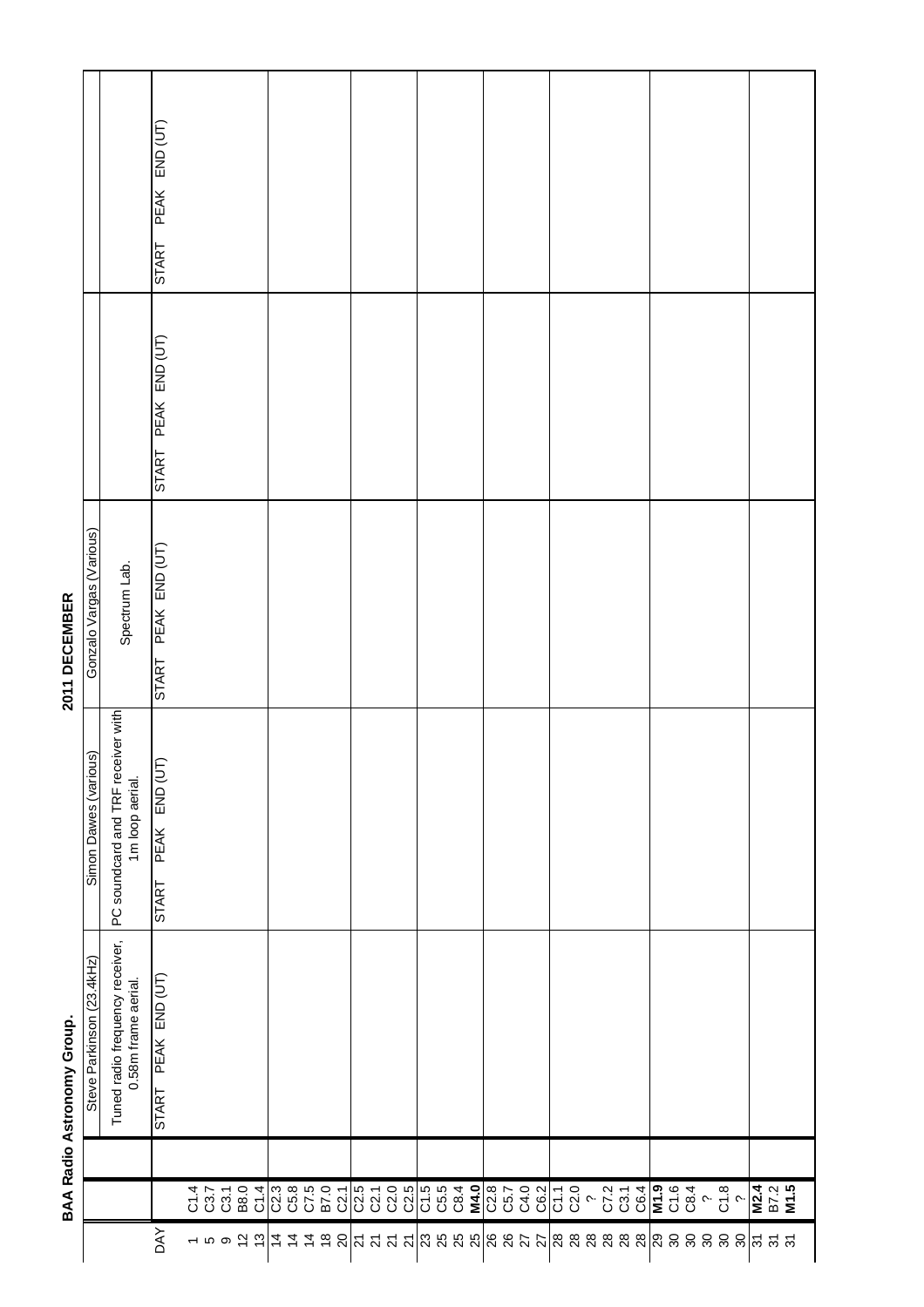**BAA Radio Astronomy Group.**

**2011 DECEMBER**

| DAY | | Steve Parkinson (23.4kHz) | Simon Dawes (various) | Gonzalo Vargas (Various) | | |
|---|---|---|---|---|---|---|
| | | Tuned radio frequency receiver, 0.58m frame aerial. | PC soundcard and TRF receiver with 1m loop aerial. | Spectrum Lab. | | |
| | | START PEAK END (UT) | START PEAK END (UT) | START PEAK END (UT) | START PEAK END (UT) | START PEAK END (UT) |
| 1 | C1.4 | | | | | |
| 5 | C3.7 | | | | | |
| 9 | C3.1 | | | | | |
| 12 | B8.0 | | | | | |
| 13 | C1.4 | | | | | |
| 14 | C2.3 | | | | | |
| 14 | C5.8 | | | | | |
| 14 | C7.5 | | | | | |
| 18 | B7.0 | | | | | |
| 20 | C2.1 | | | | | |
| 21 | C2.5 | | | | | |
| 21 | C2.1 | | | | | |
| 21 | C2.0 | | | | | |
| 21 | C2.5 | | | | | |
| 23 | C1.5 | | | | | |
| 25 | C5.5 | | | | | |
| 25 | C8.4 | | | | | |
| 25 | **M4.0** | | | | | |
| 26 | C2.8 | | | | | |
| 26 | C5.7 | | | | | |
| 27 | C4.0 | | | | | |
| 27 | C6.2 | | | | | |
| 28 | C1.1 | | | | | |
| 28 | C2.0 | | | | | |
| 28 | ? | | | | | |
| 28 | C7.2 | | | | | |
| 28 | C3.1 | | | | | |
| 28 | C6.4 | | | | | |
| 29 | **M1.9** | | | | | |
| 30 | C1.6 | | | | | |
| 30 | C8.4 | | | | | |
| 30 | ? | | | | | |
| 30 | C1.8 | | | | | |
| 30 | ? | | | | | |
| 31 | **M2.4** | | | | | |
| 31 | B7.2 | | | | | |
| 31 | **M1.5** | | | | | |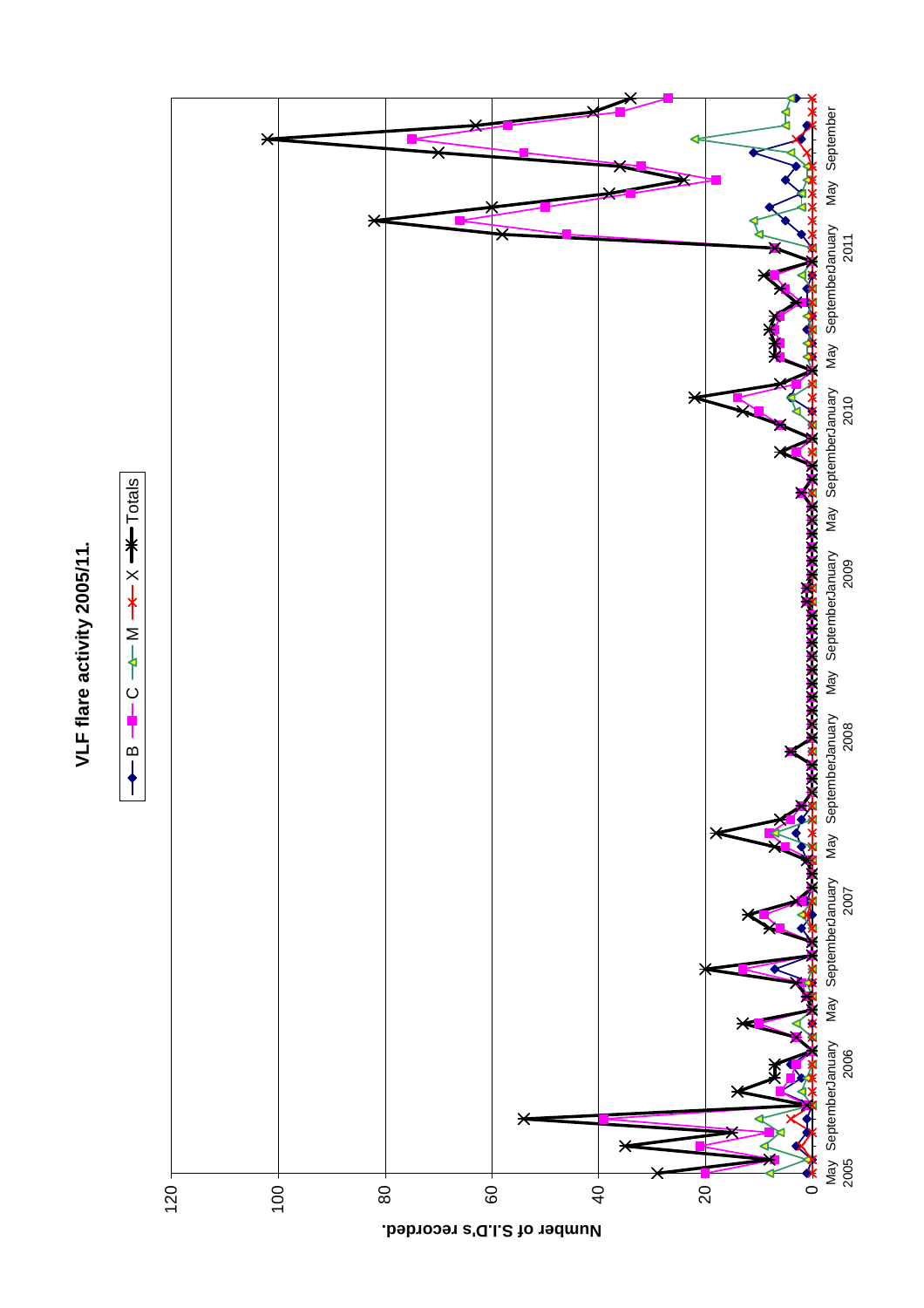**VLF flare activity 2005/11.**

Legend: B, C, M, X, Totals

Number of S.I.D's recorded.

120, 100, 80, 60, 40, 20, 0

May 2005, September, January 2006, May, September, January 2007, May, September, January 2008, May, September, January 2009, May, September, January 2010, May, September, January 2011, May, September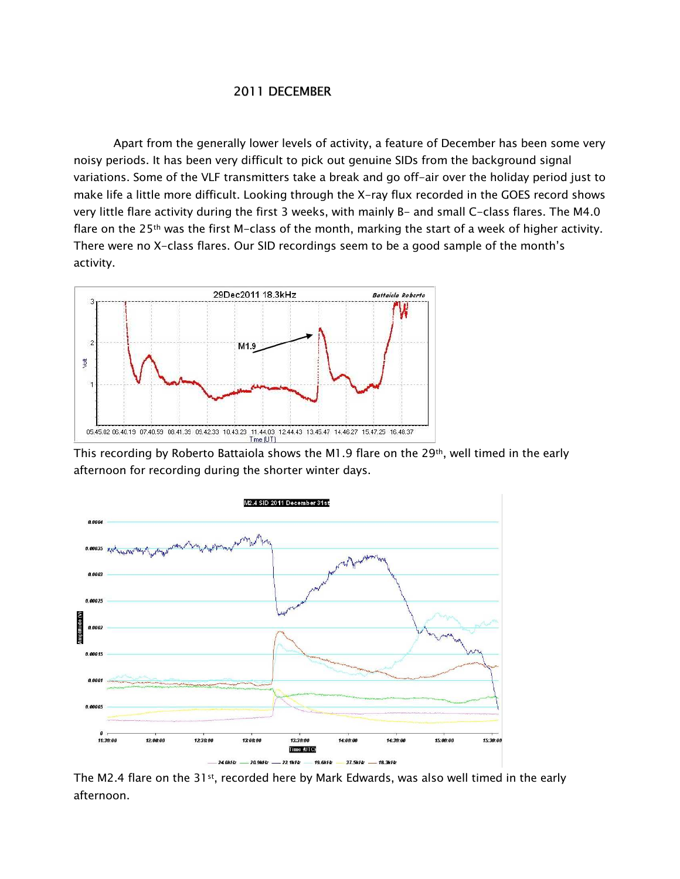## 2011 DECEMBER

Apart from the generally lower levels of activity, a feature of December has been some very noisy periods. It has been very difficult to pick out genuine SIDs from the background signal variations. Some of the VLF transmitters take a break and go off-air over the holiday period just to make life a little more difficult. Looking through the X-ray flux recorded in the GOES record shows very little flare activity during the first 3 weeks, with mainly B- and small C-class flares. The M4.0 flare on the 25th was the first M-class of the month, marking the start of a week of higher activity. There were no X-class flares. Our SID recordings seem to be a good sample of the month's activity.

This recording by Roberto Battaiola shows the M1.9 flare on the 29th, well timed in the early afternoon for recording during the shorter winter days.

The M2.4 flare on the 31st, recorded here by Mark Edwards, was also well timed in the early afternoon.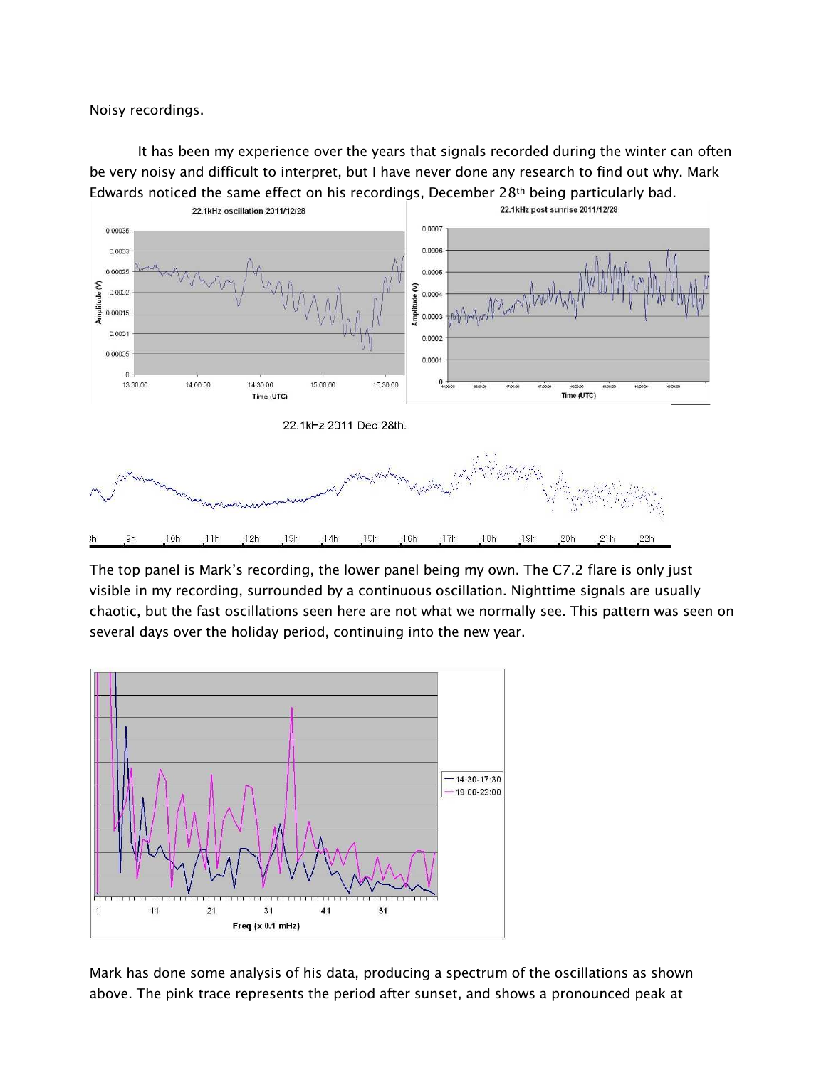Noisy recordings.

It has been my experience over the years that signals recorded during the winter can often be very noisy and difficult to interpret, but I have never done any research to find out why. Mark Edwards noticed the same effect on his recordings, December 28th being particularly bad.

The top panel is Mark's recording, the lower panel being my own. The C7.2 flare is only just visible in my recording, surrounded by a continuous oscillation. Nighttime signals are usually chaotic, but the fast oscillations seen here are not what we normally see. This pattern was seen on several days over the holiday period, continuing into the new year.

Mark has done some analysis of his data, producing a spectrum of the oscillations as shown above. The pink trace represents the period after sunset, and shows a pronounced peak at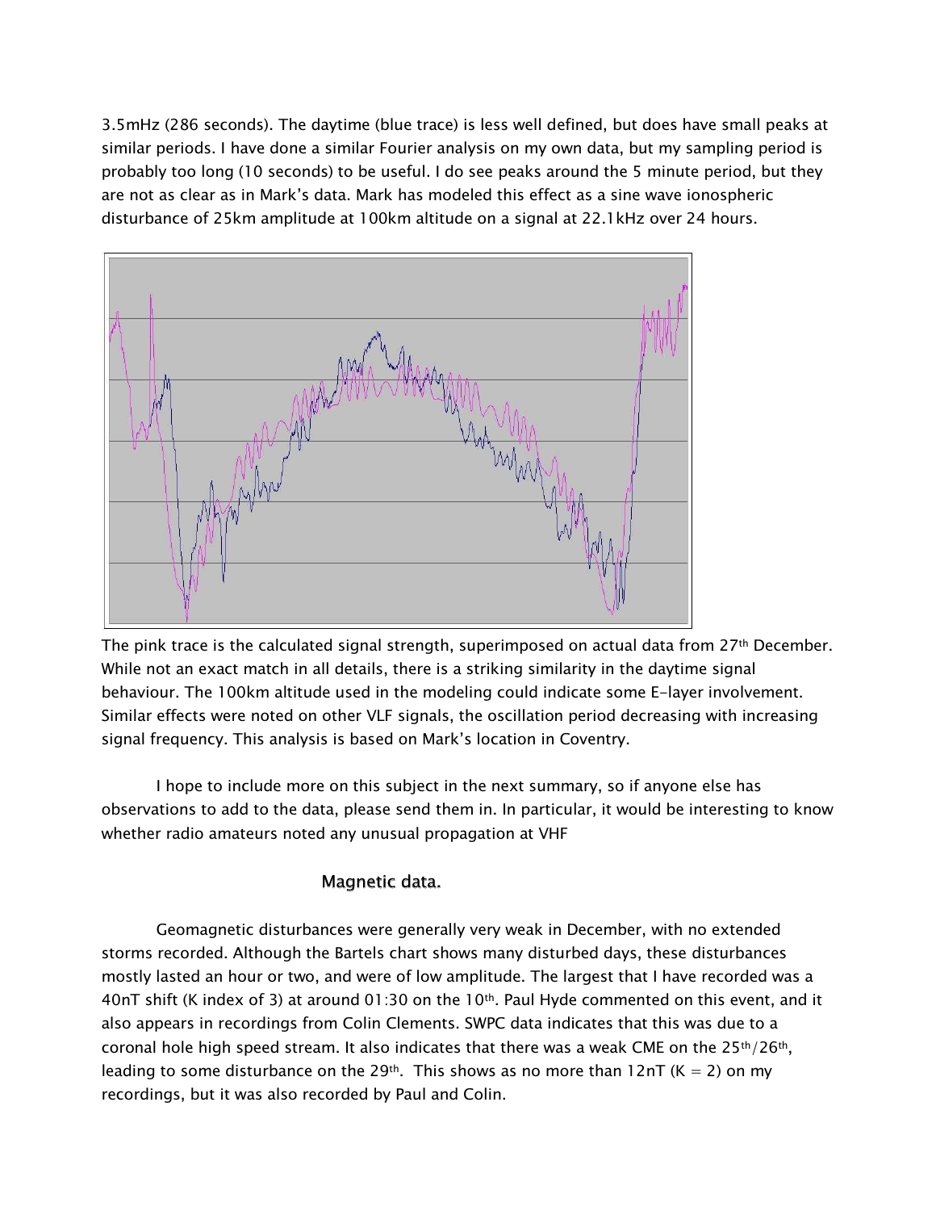3.5mHz (286 seconds). The daytime (blue trace) is less well defined, but does have small peaks at similar periods. I have done a similar Fourier analysis on my own data, but my sampling period is probably too long (10 seconds) to be useful. I do see peaks around the 5 minute period, but they are not as clear as in Mark's data. Mark has modeled this effect as a sine wave ionospheric disturbance of 25km amplitude at 100km altitude on a signal at 22.1kHz over 24 hours.

The pink trace is the calculated signal strength, superimposed on actual data from 27th December. While not an exact match in all details, there is a striking similarity in the daytime signal behaviour. The 100km altitude used in the modeling could indicate some E-layer involvement. Similar effects were noted on other VLF signals, the oscillation period decreasing with increasing signal frequency. This analysis is based on Mark's location in Coventry.

I hope to include more on this subject in the next summary, so if anyone else has observations to add to the data, please send them in. In particular, it would be interesting to know whether radio amateurs noted any unusual propagation at VHF

## Magnetic data.

Geomagnetic disturbances were generally very weak in December, with no extended storms recorded. Although the Bartels chart shows many disturbed days, these disturbances mostly lasted an hour or two, and were of low amplitude. The largest that I have recorded was a 40nT shift (K index of 3) at around 01:30 on the 10th. Paul Hyde commented on this event, and it also appears in recordings from Colin Clements. SWPC data indicates that this was due to a coronal hole high speed stream. It also indicates that there was a weak CME on the 25th/26th, leading to some disturbance on the 29th. This shows as no more than 12nT (K = 2) on my recordings, but it was also recorded by Paul and Colin.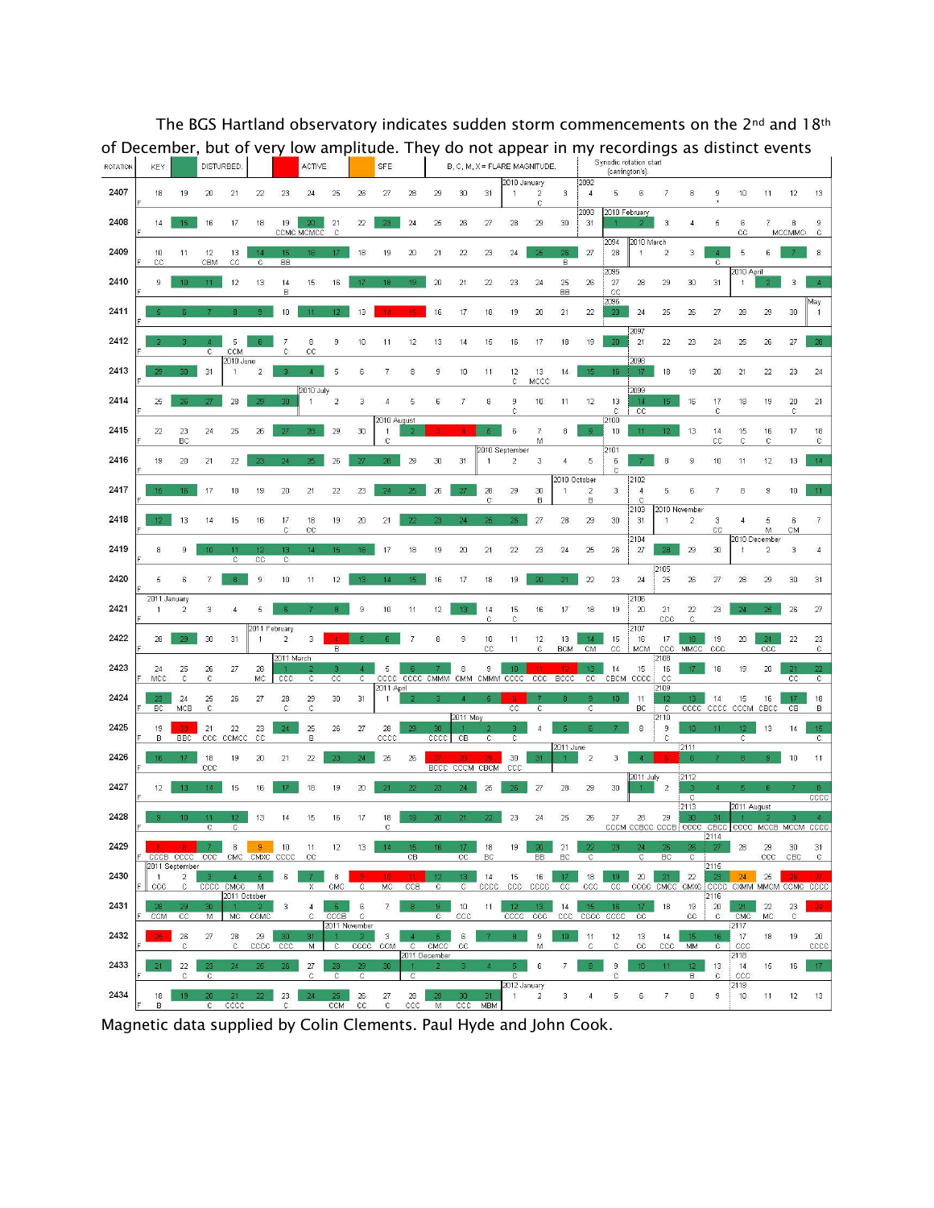The BGS Hartland observatory indicates sudden storm commencements on the 2nd and 18th of December, but of very low amplitude. They do not appear in my recordings as distinct events

ROTATION KEY: DISTURBED: ACTIVE SFE B, C, M, X = FLARE MAGNITUDE. Synodic rotation start (Carrington's).

Magnetic data supplied by Colin Clements. Paul Hyde and John Cook.